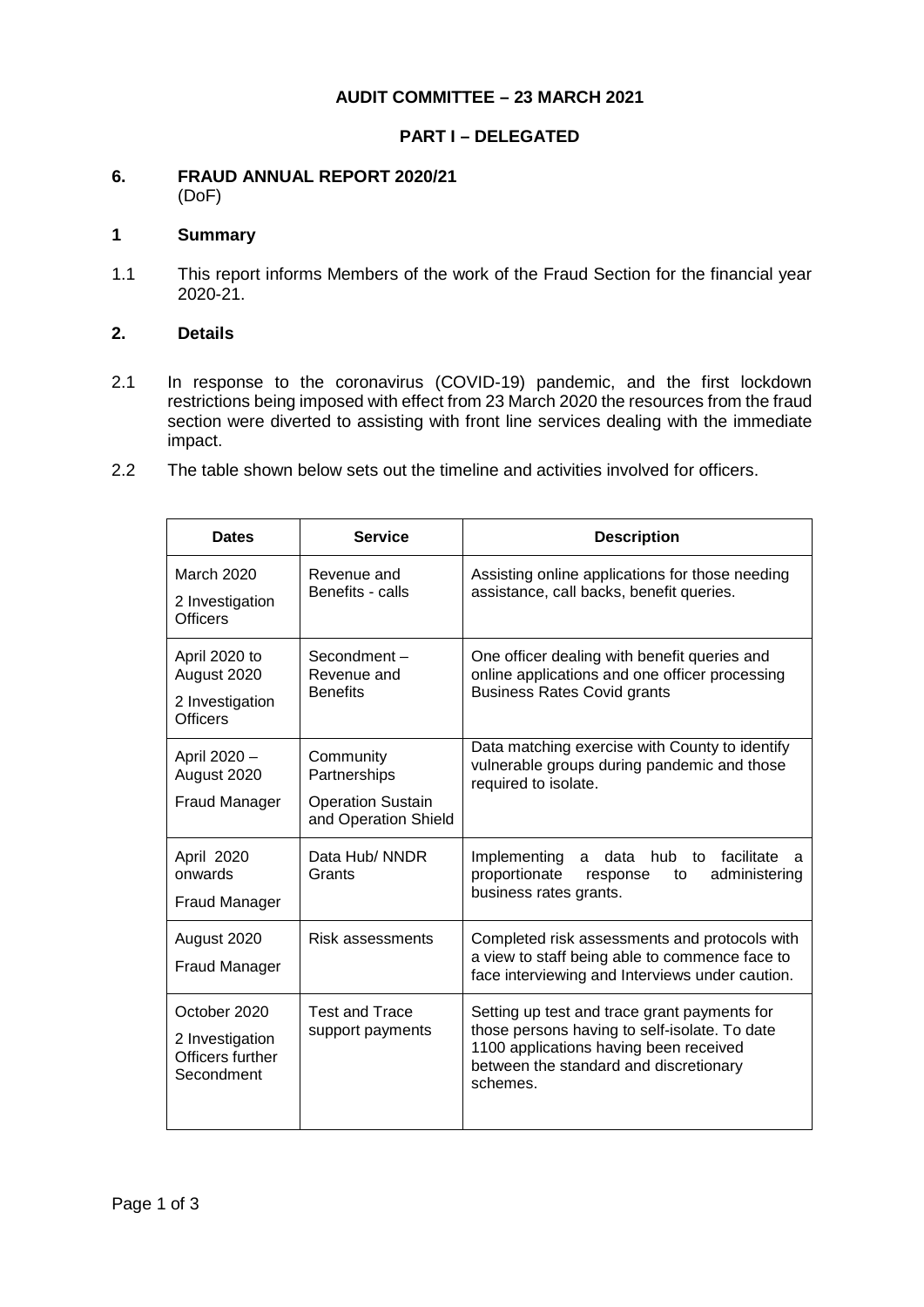**AUDIT COMMITTEE – 23 MARCH 2021**

**PART I – DELEGATED**

## 6. FRAUD ANNUAL REPORT 2020/21

(DoF)

### 1 Summary

1.1 This report informs Members of the work of the Fraud Section for the financial year 2020-21.

### 2. Details

2.1 In response to the coronavirus (COVID-19) pandemic, and the first lockdown restrictions being imposed with effect from 23 March 2020 the resources from the fraud section were diverted to assisting with front line services dealing with the immediate impact.

2.2 The table shown below sets out the timeline and activities involved for officers.

| Dates | Service | Description |
|---|---|---|
| March 2020<br>2 Investigation Officers | Revenue and Benefits - calls | Assisting online applications for those needing assistance, call backs, benefit queries. |
| April 2020 to August 2020<br>2 Investigation Officers | Secondment – Revenue and Benefits | One officer dealing with benefit queries and online applications and one officer processing Business Rates Covid grants |
| April 2020 – August 2020<br>Fraud Manager | Community Partnerships<br>Operation Sustain and Operation Shield | Data matching exercise with County to identify vulnerable groups during pandemic and those required to isolate. |
| April 2020 onwards<br>Fraud Manager | Data Hub/ NNDR Grants | Implementing a data hub to facilitate a proportionate response to administering business rates grants. |
| August 2020<br>Fraud Manager | Risk assessments | Completed risk assessments and protocols with a view to staff being able to commence face to face interviewing and Interviews under caution. |
| October 2020<br>2 Investigation Officers further Secondment | Test and Trace support payments | Setting up test and trace grant payments for those persons having to self-isolate. To date 1100 applications having been received between the standard and discretionary schemes. |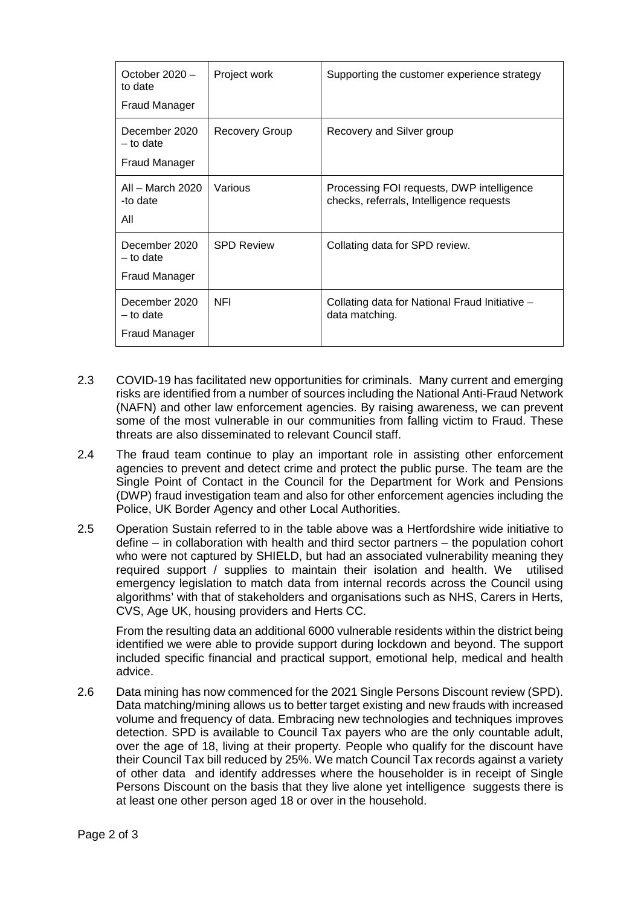| October 2020 – to date<br>Fraud Manager | Project work | Supporting the customer experience strategy |
|---|---|---|
| December 2020 – to date<br>Fraud Manager | Recovery Group | Recovery and Silver group |
| All – March 2020 -to date<br>All | Various | Processing FOI requests, DWP intelligence checks, referrals, Intelligence requests |
| December 2020 – to date<br>Fraud Manager | SPD Review | Collating data for SPD review. |
| December 2020 – to date<br>Fraud Manager | NFI | Collating data for National Fraud Initiative – data matching. |

2.3 COVID-19 has facilitated new opportunities for criminals. Many current and emerging risks are identified from a number of sources including the National Anti-Fraud Network (NAFN) and other law enforcement agencies. By raising awareness, we can prevent some of the most vulnerable in our communities from falling victim to Fraud. These threats are also disseminated to relevant Council staff.

2.4 The fraud team continue to play an important role in assisting other enforcement agencies to prevent and detect crime and protect the public purse. The team are the Single Point of Contact in the Council for the Department for Work and Pensions (DWP) fraud investigation team and also for other enforcement agencies including the Police, UK Border Agency and other Local Authorities.

2.5 Operation Sustain referred to in the table above was a Hertfordshire wide initiative to define – in collaboration with health and third sector partners – the population cohort who were not captured by SHIELD, but had an associated vulnerability meaning they required support / supplies to maintain their isolation and health. We utilised emergency legislation to match data from internal records across the Council using algorithms' with that of stakeholders and organisations such as NHS, Carers in Herts, CVS, Age UK, housing providers and Herts CC.

From the resulting data an additional 6000 vulnerable residents within the district being identified we were able to provide support during lockdown and beyond. The support included specific financial and practical support, emotional help, medical and health advice.

2.6 Data mining has now commenced for the 2021 Single Persons Discount review (SPD). Data matching/mining allows us to better target existing and new frauds with increased volume and frequency of data. Embracing new technologies and techniques improves detection. SPD is available to Council Tax payers who are the only countable adult, over the age of 18, living at their property. People who qualify for the discount have their Council Tax bill reduced by 25%. We match Council Tax records against a variety of other data and identify addresses where the householder is in receipt of Single Persons Discount on the basis that they live alone yet intelligence suggests there is at least one other person aged 18 or over in the household.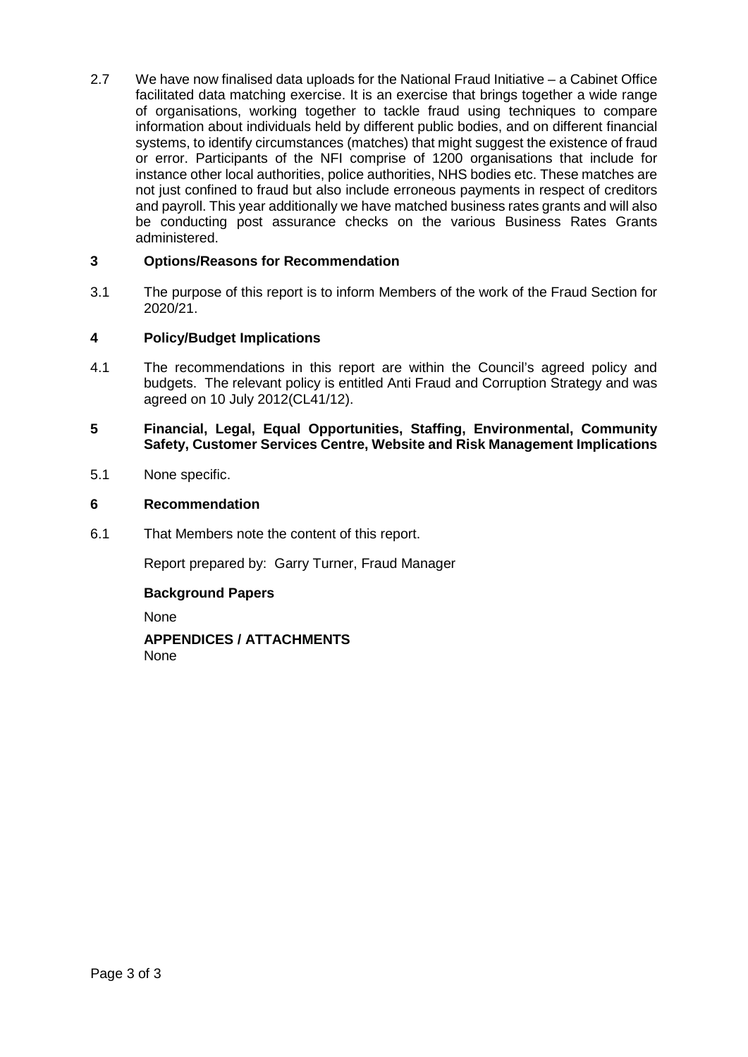2.7 We have now finalised data uploads for the National Fraud Initiative – a Cabinet Office facilitated data matching exercise. It is an exercise that brings together a wide range of organisations, working together to tackle fraud using techniques to compare information about individuals held by different public bodies, and on different financial systems, to identify circumstances (matches) that might suggest the existence of fraud or error. Participants of the NFI comprise of 1200 organisations that include for instance other local authorities, police authorities, NHS bodies etc. These matches are not just confined to fraud but also include erroneous payments in respect of creditors and payroll. This year additionally we have matched business rates grants and will also be conducting post assurance checks on the various Business Rates Grants administered.

## 3 Options/Reasons for Recommendation

3.1 The purpose of this report is to inform Members of the work of the Fraud Section for 2020/21.

## 4 Policy/Budget Implications

4.1 The recommendations in this report are within the Council's agreed policy and budgets. The relevant policy is entitled Anti Fraud and Corruption Strategy and was agreed on 10 July 2012(CL41/12).

## 5 Financial, Legal, Equal Opportunities, Staffing, Environmental, Community Safety, Customer Services Centre, Website and Risk Management Implications

5.1 None specific.

## 6 Recommendation

6.1 That Members note the content of this report.

Report prepared by: Garry Turner, Fraud Manager

**Background Papers**

None

**APPENDICES / ATTACHMENTS**

None